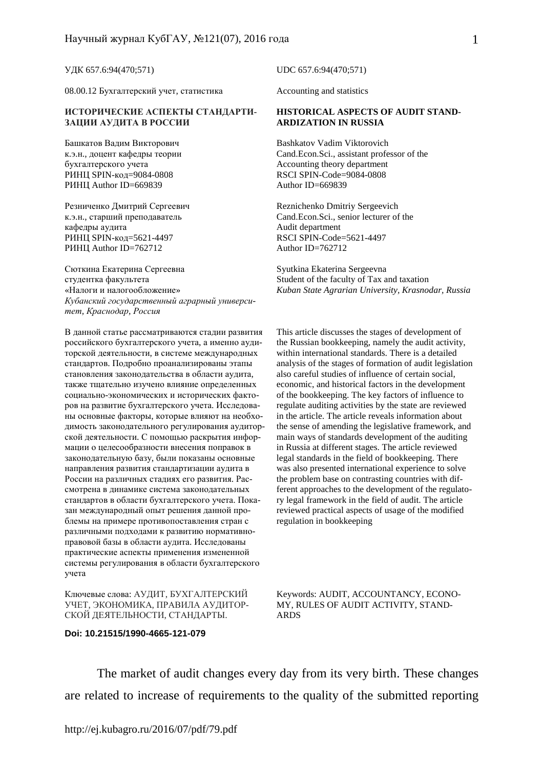УДК 657.6:94(470;571)

08.00.12 Бухгалтерский учет, статистика

## ИСТОРИЧЕСКИЕ АСПЕКТЫ СТАНДАРТИЗАЦИИ АУДИТА В РОССИИ

Башкатов Вадим Викторович
к.э.н., доцент кафедры теории бухгалтерского учета
РИНЦ SPIN-код=9084-0808
РИНЦ Author ID=669839

Резниченко Дмитрий Сергеевич
к.э.н., старший преподаватель кафедры аудита
РИНЦ SPIN-код=5621-4497
РИНЦ Author ID=762712

Сюткина Екатерина Сергеевна
студентка факультета «Налоги и налогообложение»
*Кубанский государственный аграрный университет, Краснодар, Россия*

В данной статье рассматриваются стадии развития российского бухгалтерского учета, а именно аудиторской деятельности, в системе международных стандартов. Подробно проанализированы этапы становления законодательства в области аудита, также тщательно изучено влияние определенных социально-экономических и исторических факторов на развитие бухгалтерского учета. Исследованы основные факторы, которые влияют на необходимость законодательного регулирования аудиторской деятельности. С помощью раскрытия информации о целесообразности внесения поправок в законодательную базу, были показаны основные направления развития стандартизации аудита в России на различных стадиях его развития. Рассмотрена в динамике система законодательных стандартов в области бухгалтерского учета. Показан международный опыт решения данной проблемы на примере противопоставления стран с различными подходами к развитию нормативно-правовой базы в области аудита. Исследованы практические аспекты применения измененной системы регулирования в области бухгалтерского учета

Ключевые слова: АУДИТ, БУХГАЛТЕРСКИЙ УЧЕТ, ЭКОНОМИКА, ПРАВИЛА АУДИТОРСКОЙ ДЕЯТЕЛЬНОСТИ, СТАНДАРТЫ.

UDC 657.6:94(470;571)

Accounting and statistics

## HISTORICAL ASPECTS OF AUDIT STANDARDIZATION IN RUSSIA

Bashkatov Vadim Viktorovich
Cand.Econ.Sci., assistant professor of the Accounting theory department
RSCI SPIN-Code=9084-0808
Author ID=669839

Reznichenko Dmitriy Sergeevich
Cand.Econ.Sci., senior lecturer of the Audit department
RSCI SPIN-Code=5621-4497
Author ID=762712

Syutkina Ekaterina Sergeevna
Student of the faculty of Tax and taxation
*Kuban State Agrarian University, Krasnodar, Russia*

This article discusses the stages of development of the Russian bookkeeping, namely the audit activity, within international standards. There is a detailed analysis of the stages of formation of audit legislation also careful studies of influence of certain social, economic, and historical factors in the development of the bookkeeping. The key factors of influence to regulate auditing activities by the state are reviewed in the article. The article reveals information about the sense of amending the legislative framework, and main ways of standards development of the auditing in Russia at different stages. The article reviewed legal standards in the field of bookkeeping. There was also presented international experience to solve the problem base on contrasting countries with different approaches to the development of the regulatory legal framework in the field of audit. The article reviewed practical aspects of usage of the modified regulation in bookkeeping

Keywords: AUDIT, ACCOUNTANCY, ECONOMY, RULES OF AUDIT ACTIVITY, STANDARDS

**Doi: 10.21515/1990-4665-121-079**

The market of audit changes every day from its very birth. These changes are related to increase of requirements to the quality of the submitted reporting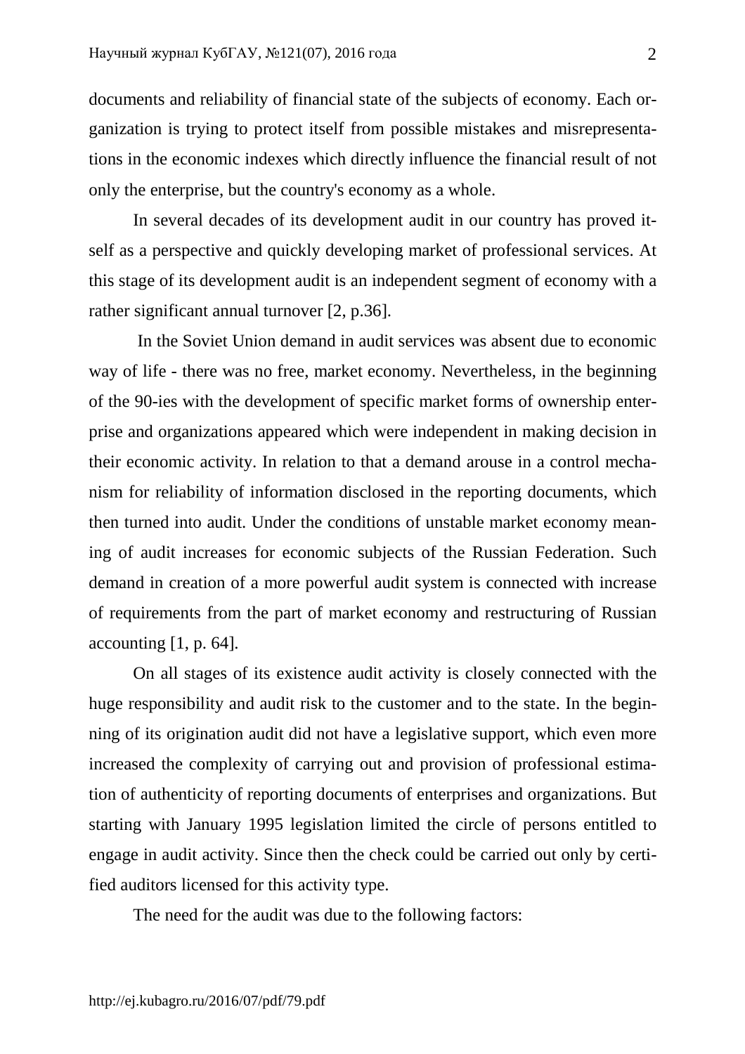documents and reliability of financial state of the subjects of economy. Each organization is trying to protect itself from possible mistakes and misrepresentations in the economic indexes which directly influence the financial result of not only the enterprise, but the country's economy as a whole.

In several decades of its development audit in our country has proved itself as a perspective and quickly developing market of professional services. At this stage of its development audit is an independent segment of economy with a rather significant annual turnover [2, p.36].

In the Soviet Union demand in audit services was absent due to economic way of life - there was no free, market economy. Nevertheless, in the beginning of the 90-ies with the development of specific market forms of ownership enterprise and organizations appeared which were independent in making decision in their economic activity. In relation to that a demand arouse in a control mechanism for reliability of information disclosed in the reporting documents, which then turned into audit. Under the conditions of unstable market economy meaning of audit increases for economic subjects of the Russian Federation. Such demand in creation of a more powerful audit system is connected with increase of requirements from the part of market economy and restructuring of Russian accounting [1, p. 64].

On all stages of its existence audit activity is closely connected with the huge responsibility and audit risk to the customer and to the state. In the beginning of its origination audit did not have a legislative support, which even more increased the complexity of carrying out and provision of professional estimation of authenticity of reporting documents of enterprises and organizations. But starting with January 1995 legislation limited the circle of persons entitled to engage in audit activity. Since then the check could be carried out only by certified auditors licensed for this activity type.

The need for the audit was due to the following factors: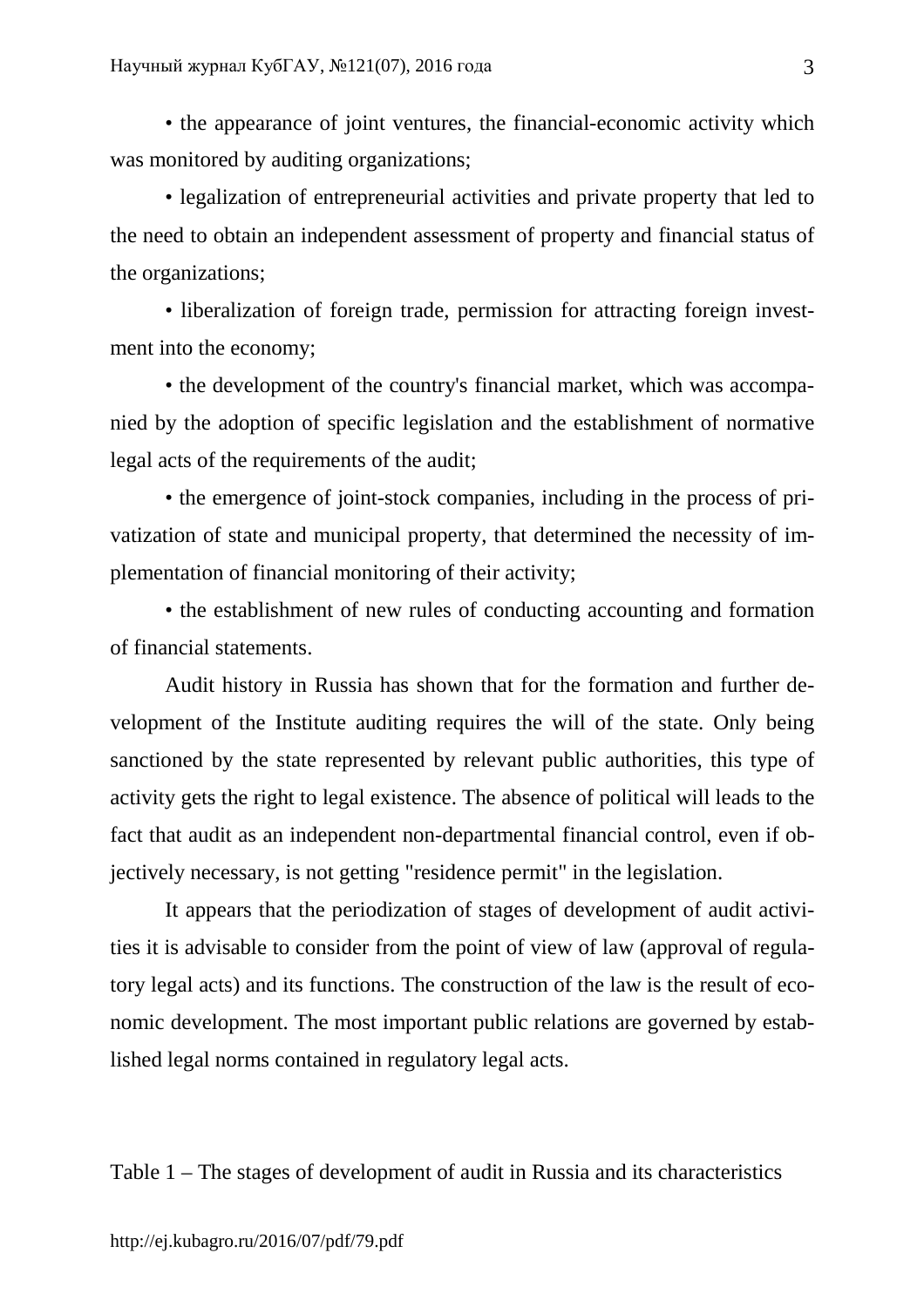• the appearance of joint ventures, the financial-economic activity which was monitored by auditing organizations;

• legalization of entrepreneurial activities and private property that led to the need to obtain an independent assessment of property and financial status of the organizations;

• liberalization of foreign trade, permission for attracting foreign investment into the economy;

• the development of the country's financial market, which was accompanied by the adoption of specific legislation and the establishment of normative legal acts of the requirements of the audit;

• the emergence of joint-stock companies, including in the process of privatization of state and municipal property, that determined the necessity of implementation of financial monitoring of their activity;

• the establishment of new rules of conducting accounting and formation of financial statements.

Audit history in Russia has shown that for the formation and further development of the Institute auditing requires the will of the state. Only being sanctioned by the state represented by relevant public authorities, this type of activity gets the right to legal existence. The absence of political will leads to the fact that audit as an independent non-departmental financial control, even if objectively necessary, is not getting "residence permit" in the legislation.

It appears that the periodization of stages of development of audit activities it is advisable to consider from the point of view of law (approval of regulatory legal acts) and its functions. The construction of the law is the result of economic development. The most important public relations are governed by established legal norms contained in regulatory legal acts.

Table 1 – The stages of development of audit in Russia and its characteristics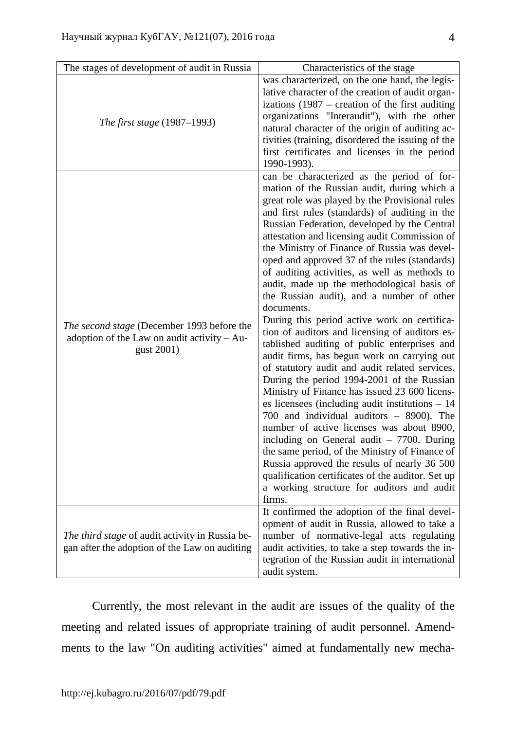| The stages of development of audit in Russia | Characteristics of the stage |
|---|---|
| *The first stage* (1987–1993) | was characterized, on the one hand, the legislative character of the creation of audit organizations (1987 – creation of the first auditing organizations "Interaudit"), with the other natural character of the origin of auditing activities (training, disordered the issuing of the first certificates and licenses in the period 1990-1993). |
| *The second stage* (December 1993 before the adoption of the Law on audit activity – August 2001) | can be characterized as the period of formation of the Russian audit, during which a great role was played by the Provisional rules and first rules (standards) of auditing in the Russian Federation, developed by the Central attestation and licensing audit Commission of the Ministry of Finance of Russia was developed and approved 37 of the rules (standards) of auditing activities, as well as methods to audit, made up the methodological basis of the Russian audit), and a number of other documents.<br>During this period active work on certification of auditors and licensing of auditors established auditing of public enterprises and audit firms, has begun work on carrying out of statutory audit and audit related services. During the period 1994-2001 of the Russian Ministry of Finance has issued 23 600 licenses licensees (including audit institutions – 14 700 and individual auditors – 8900). The number of active licenses was about 8900, including on General audit – 7700. During the same period, of the Ministry of Finance of Russia approved the results of nearly 36 500 qualification certificates of the auditor. Set up a working structure for auditors and audit firms. |
| *The third stage* of audit activity in Russia began after the adoption of the Law on auditing | It confirmed the adoption of the final development of audit in Russia, allowed to take a number of normative-legal acts regulating audit activities, to take a step towards the integration of the Russian audit in international audit system. |

Currently, the most relevant in the audit are issues of the quality of the meeting and related issues of appropriate training of audit personnel. Amendments to the law "On auditing activities" aimed at fundamentally new mecha-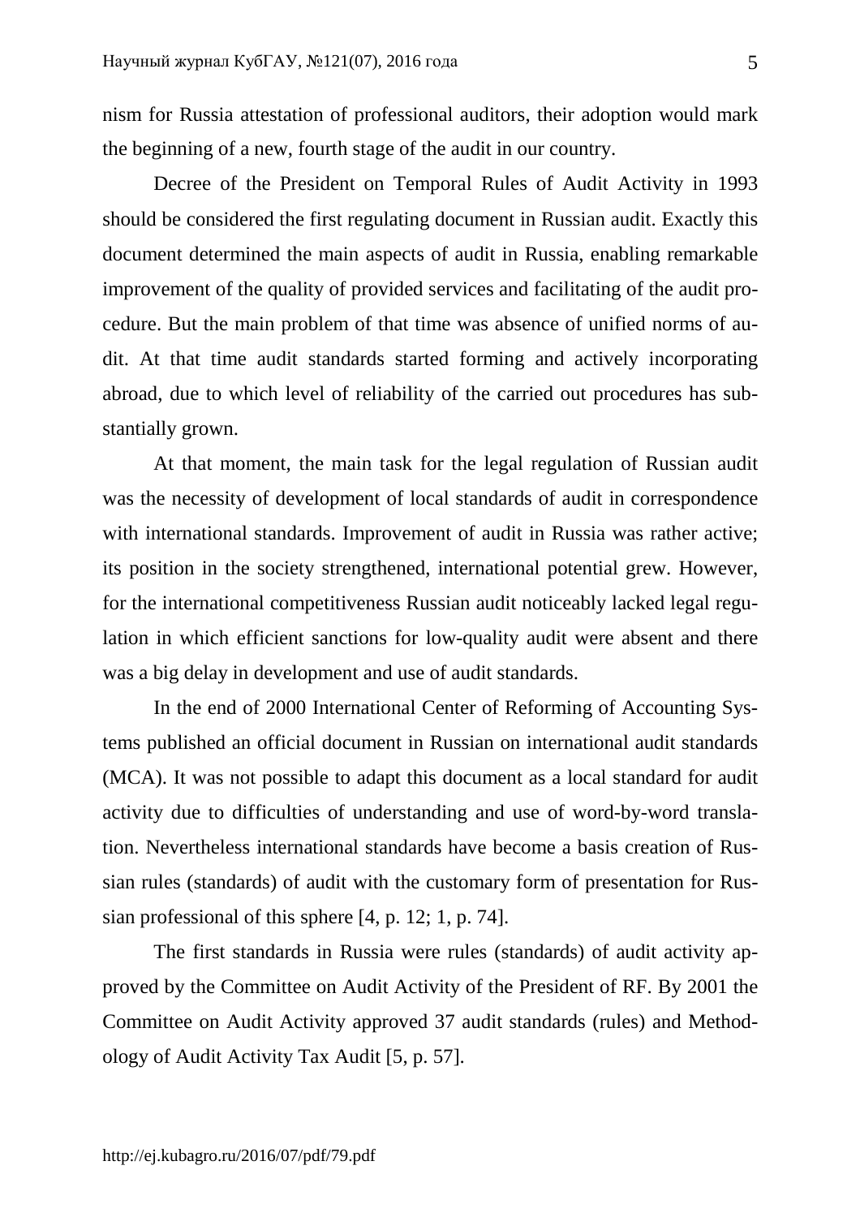nism for Russia attestation of professional auditors, their adoption would mark the beginning of a new, fourth stage of the audit in our country.

Decree of the President on Temporal Rules of Audit Activity in 1993 should be considered the first regulating document in Russian audit. Exactly this document determined the main aspects of audit in Russia, enabling remarkable improvement of the quality of provided services and facilitating of the audit procedure. But the main problem of that time was absence of unified norms of audit. At that time audit standards started forming and actively incorporating abroad, due to which level of reliability of the carried out procedures has substantially grown.

At that moment, the main task for the legal regulation of Russian audit was the necessity of development of local standards of audit in correspondence with international standards. Improvement of audit in Russia was rather active; its position in the society strengthened, international potential grew. However, for the international competitiveness Russian audit noticeably lacked legal regulation in which efficient sanctions for low-quality audit were absent and there was a big delay in development and use of audit standards.

In the end of 2000 International Center of Reforming of Accounting Systems published an official document in Russian on international audit standards (MCA). It was not possible to adapt this document as a local standard for audit activity due to difficulties of understanding and use of word-by-word translation. Nevertheless international standards have become a basis creation of Russian rules (standards) of audit with the customary form of presentation for Russian professional of this sphere [4, p. 12; 1, p. 74].

The first standards in Russia were rules (standards) of audit activity approved by the Committee on Audit Activity of the President of RF. By 2001 the Committee on Audit Activity approved 37 audit standards (rules) and Methodology of Audit Activity Tax Audit [5, p. 57].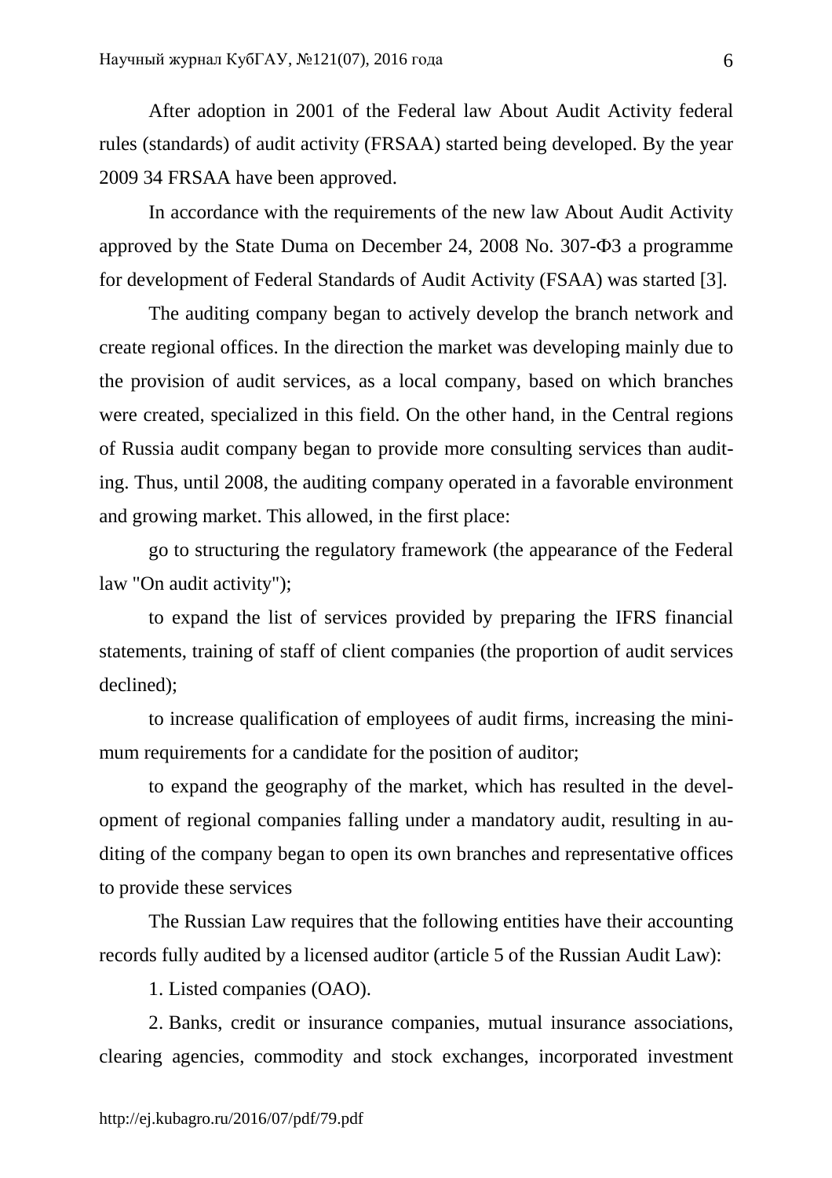After adoption in 2001 of the Federal law About Audit Activity federal rules (standards) of audit activity (FRSAA) started being developed. By the year 2009 34 FRSAA have been approved.

In accordance with the requirements of the new law About Audit Activity approved by the State Duma on December 24, 2008 No. 307-ФЗ a programme for development of Federal Standards of Audit Activity (FSAA) was started [3].

The auditing company began to actively develop the branch network and create regional offices. In the direction the market was developing mainly due to the provision of audit services, as a local company, based on which branches were created, specialized in this field. On the other hand, in the Central regions of Russia audit company began to provide more consulting services than auditing. Thus, until 2008, the auditing company operated in a favorable environment and growing market. This allowed, in the first place:

go to structuring the regulatory framework (the appearance of the Federal law "On audit activity");

to expand the list of services provided by preparing the IFRS financial statements, training of staff of client companies (the proportion of audit services declined);

to increase qualification of employees of audit firms, increasing the minimum requirements for a candidate for the position of auditor;

to expand the geography of the market, which has resulted in the development of regional companies falling under a mandatory audit, resulting in auditing of the company began to open its own branches and representative offices to provide these services

The Russian Law requires that the following entities have their accounting records fully audited by a licensed auditor (article 5 of the Russian Audit Law):

1. Listed companies (OAO).

2. Banks, credit or insurance companies, mutual insurance associations, clearing agencies, commodity and stock exchanges, incorporated investment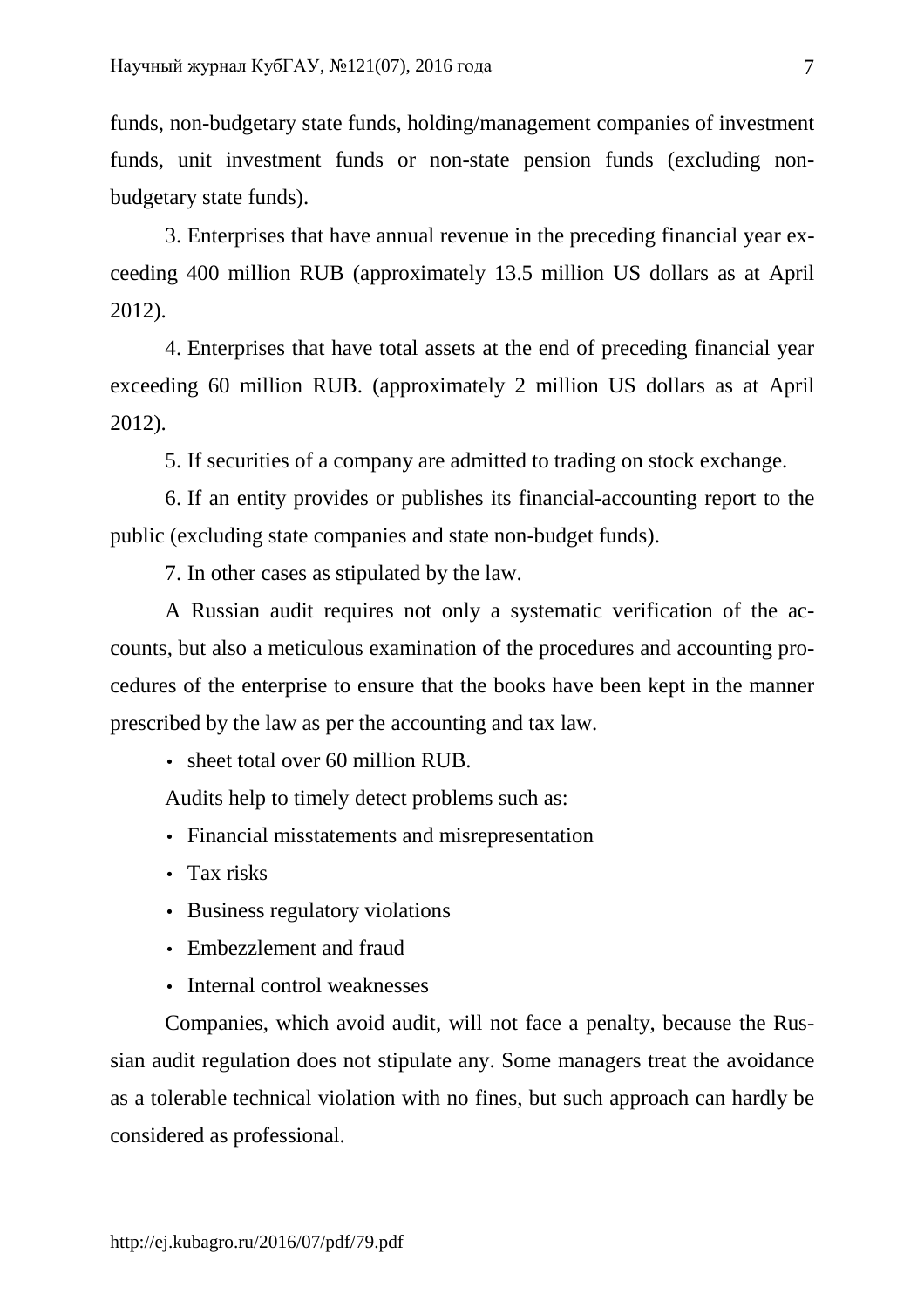funds, non-budgetary state funds, holding/management companies of investment funds, unit investment funds or non-state pension funds (excluding non-budgetary state funds).

3. Enterprises that have annual revenue in the preceding financial year exceeding 400 million RUB (approximately 13.5 million US dollars as at April 2012).

4. Enterprises that have total assets at the end of preceding financial year exceeding 60 million RUB. (approximately 2 million US dollars as at April 2012).

5. If securities of a company are admitted to trading on stock exchange.

6. If an entity provides or publishes its financial-accounting report to the public (excluding state companies and state non-budget funds).

7. In other cases as stipulated by the law.

A Russian audit requires not only a systematic verification of the accounts, but also a meticulous examination of the procedures and accounting procedures of the enterprise to ensure that the books have been kept in the manner prescribed by the law as per the accounting and tax law.

- sheet total over 60 million RUB.

Audits help to timely detect problems such as:

- Financial misstatements and misrepresentation
- Tax risks
- Business regulatory violations
- Embezzlement and fraud
- Internal control weaknesses

Companies, which avoid audit, will not face a penalty, because the Russian audit regulation does not stipulate any. Some managers treat the avoidance as a tolerable technical violation with no fines, but such approach can hardly be considered as professional.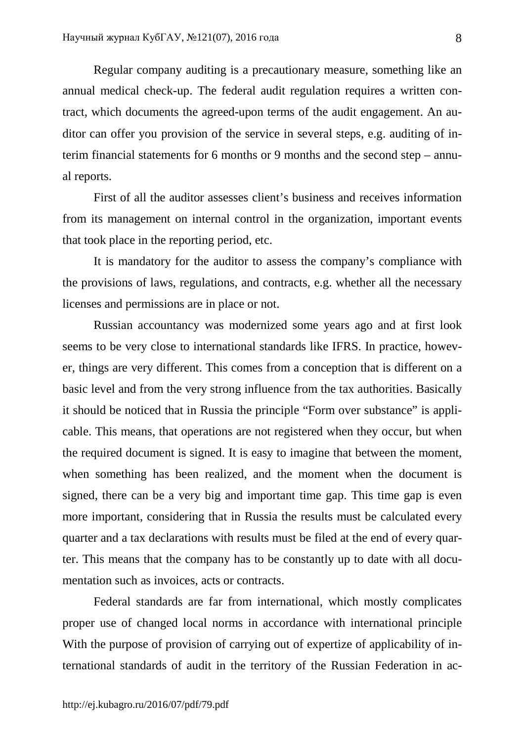Regular company auditing is a precautionary measure, something like an annual medical check-up. The federal audit regulation requires a written contract, which documents the agreed-upon terms of the audit engagement. An auditor can offer you provision of the service in several steps, e.g. auditing of interim financial statements for 6 months or 9 months and the second step – annual reports.

First of all the auditor assesses client's business and receives information from its management on internal control in the organization, important events that took place in the reporting period, etc.

It is mandatory for the auditor to assess the company's compliance with the provisions of laws, regulations, and contracts, e.g. whether all the necessary licenses and permissions are in place or not.

Russian accountancy was modernized some years ago and at first look seems to be very close to international standards like IFRS. In practice, however, things are very different. This comes from a conception that is different on a basic level and from the very strong influence from the tax authorities. Basically it should be noticed that in Russia the principle "Form over substance" is applicable. This means, that operations are not registered when they occur, but when the required document is signed. It is easy to imagine that between the moment, when something has been realized, and the moment when the document is signed, there can be a very big and important time gap. This time gap is even more important, considering that in Russia the results must be calculated every quarter and a tax declarations with results must be filed at the end of every quarter. This means that the company has to be constantly up to date with all documentation such as invoices, acts or contracts.

Federal standards are far from international, which mostly complicates proper use of changed local norms in accordance with international principle With the purpose of provision of carrying out of expertize of applicability of international standards of audit in the territory of the Russian Federation in ac-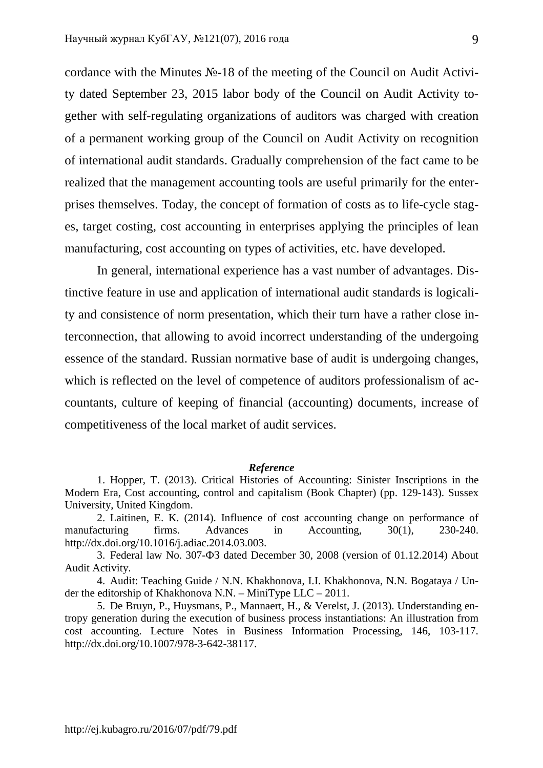cordance with the Minutes №-18 of the meeting of the Council on Audit Activity dated September 23, 2015 labor body of the Council on Audit Activity together with self-regulating organizations of auditors was charged with creation of a permanent working group of the Council on Audit Activity on recognition of international audit standards. Gradually comprehension of the fact came to be realized that the management accounting tools are useful primarily for the enterprises themselves. Today, the concept of formation of costs as to life-cycle stages, target costing, cost accounting in enterprises applying the principles of lean manufacturing, cost accounting on types of activities, etc. have developed.

In general, international experience has a vast number of advantages. Distinctive feature in use and application of international audit standards is logicality and consistence of norm presentation, which their turn have a rather close interconnection, that allowing to avoid incorrect understanding of the undergoing essence of the standard. Russian normative base of audit is undergoing changes, which is reflected on the level of competence of auditors professionalism of accountants, culture of keeping of financial (accounting) documents, increase of competitiveness of the local market of audit services.

***Reference***

1. Hopper, T. (2013). Critical Histories of Accounting: Sinister Inscriptions in the Modern Era, Cost accounting, control and capitalism (Book Chapter) (pp. 129-143). Sussex University, United Kingdom.
2. Laitinen, E. K. (2014). Influence of cost accounting change on performance of manufacturing firms. Advances in Accounting, 30(1), 230-240. http://dx.doi.org/10.1016/j.adiac.2014.03.003.
3. Federal law No. 307-ФЗ dated December 30, 2008 (version of 01.12.2014) About Audit Activity.
4. Audit: Teaching Guide / N.N. Khakhonova, I.I. Khakhonova, N.N. Bogataya / Under the editorship of Khakhonova N.N. – MiniType LLC – 2011.
5. De Bruyn, P., Huysmans, P., Mannaert, H., & Verelst, J. (2013). Understanding entropy generation during the execution of business process instantiations: An illustration from cost accounting. Lecture Notes in Business Information Processing, 146, 103-117. http://dx.doi.org/10.1007/978-3-642-38117.